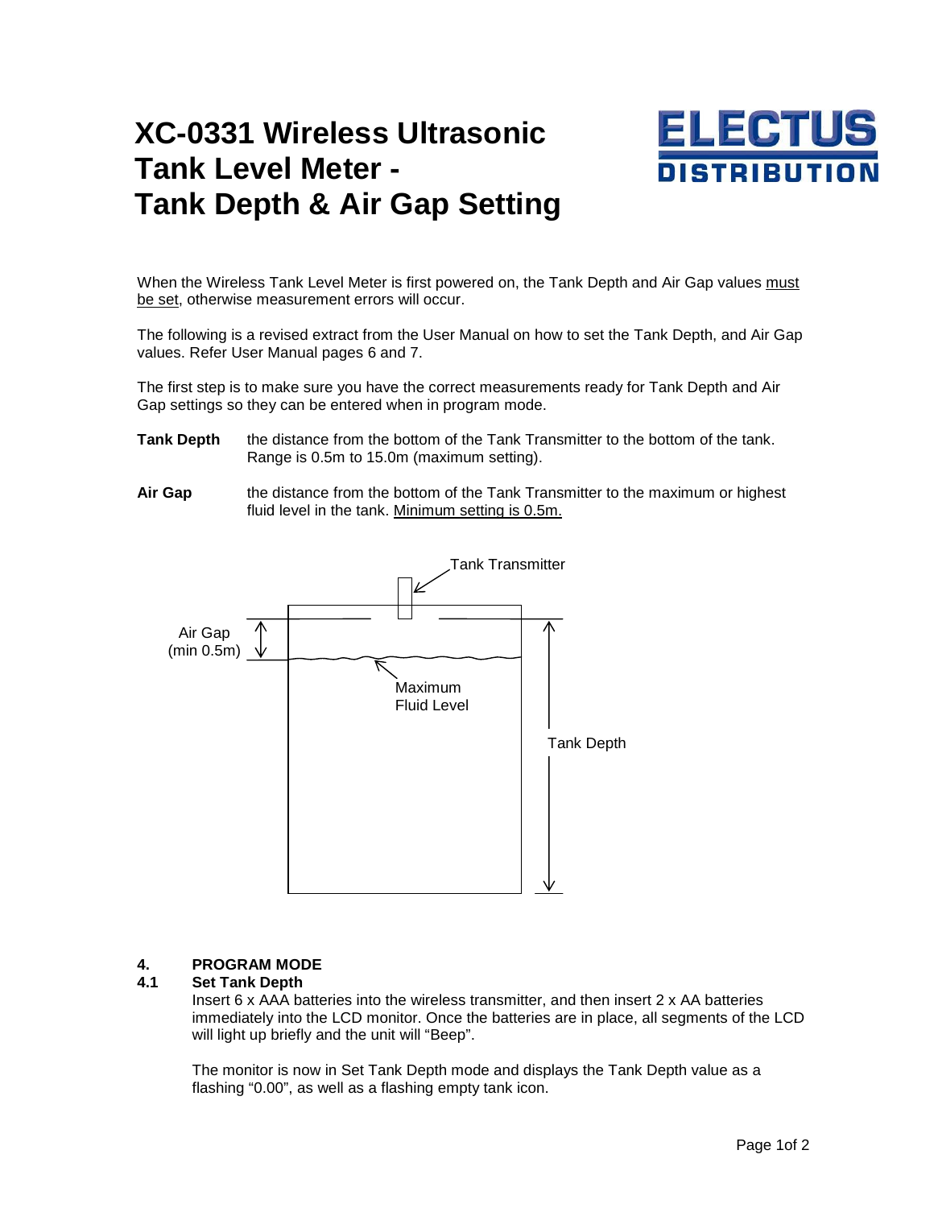# XC-0331 Wireless Ultrasonic Tank Level Meter - Tank Depth & Air Gap Setting

ELECTUS DISTRIBUTION

When the Wireless Tank Level Meter is first powered on, the Tank Depth and Air Gap values must be set, otherwise measurement errors will occur.

The following is a revised extract from the User Manual on how to set the Tank Depth, and Air Gap values. Refer User Manual pages 6 and 7.

The first step is to make sure you have the correct measurements ready for Tank Depth and Air Gap settings so they can be entered when in program mode.

**Tank Depth** the distance from the bottom of the Tank Transmitter to the bottom of the tank. Range is 0.5m to 15.0m (maximum setting).

**Air Gap** the distance from the bottom of the Tank Transmitter to the maximum or highest fluid level in the tank. Minimum setting is 0.5m.

Tank Transmitter

Air Gap (min 0.5m)

Maximum Fluid Level

Tank Depth

## 4. PROGRAM MODE

### 4.1 Set Tank Depth

Insert 6 x AAA batteries into the wireless transmitter, and then insert 2 x AA batteries immediately into the LCD monitor. Once the batteries are in place, all segments of the LCD will light up briefly and the unit will "Beep".

The monitor is now in Set Tank Depth mode and displays the Tank Depth value as a flashing "0.00", as well as a flashing empty tank icon.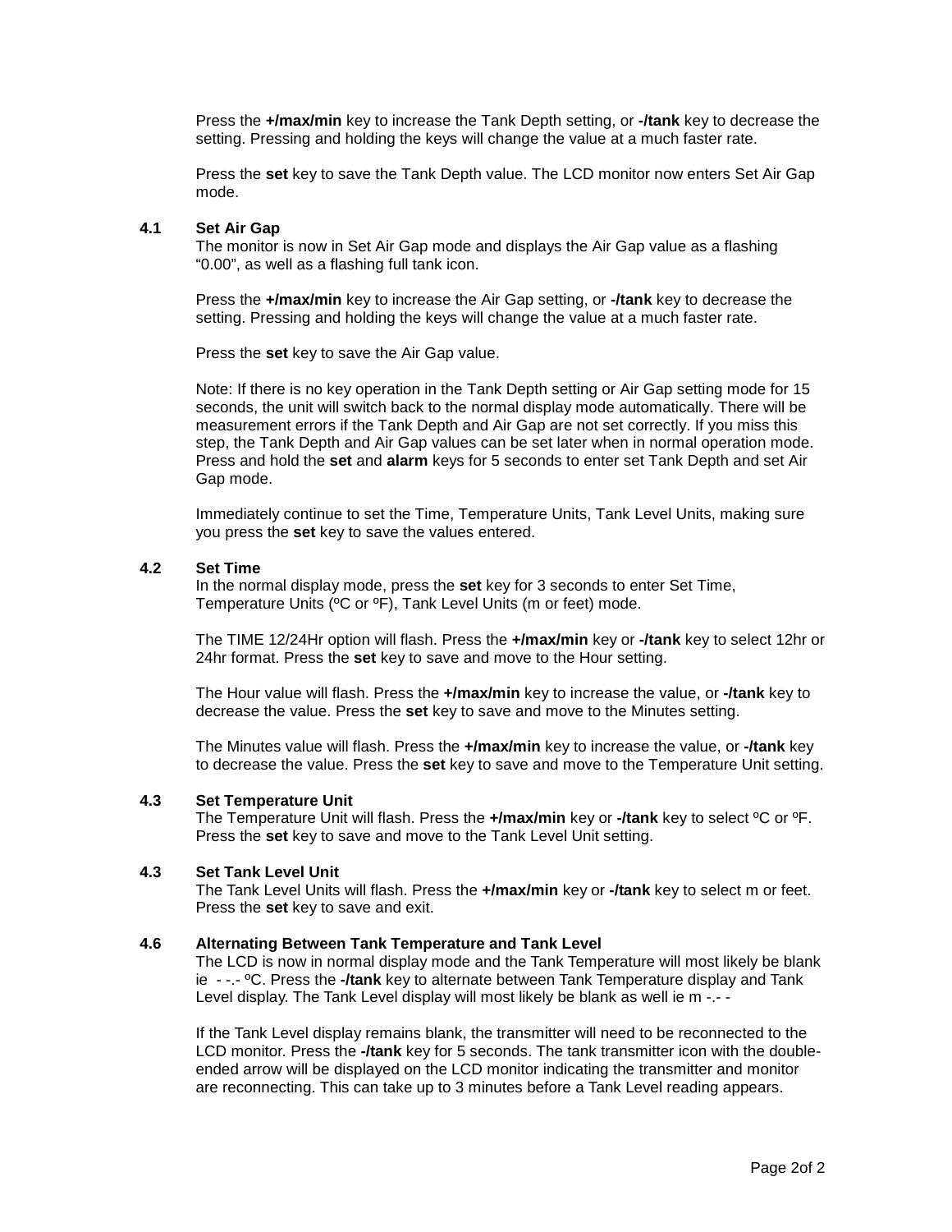Press the **+/max/min** key to increase the Tank Depth setting, or **-/tank** key to decrease the setting. Pressing and holding the keys will change the value at a much faster rate.

Press the **set** key to save the Tank Depth value. The LCD monitor now enters Set Air Gap mode.

### 4.1 Set Air Gap

The monitor is now in Set Air Gap mode and displays the Air Gap value as a flashing "0.00", as well as a flashing full tank icon.

Press the **+/max/min** key to increase the Air Gap setting, or **-/tank** key to decrease the setting. Pressing and holding the keys will change the value at a much faster rate.

Press the **set** key to save the Air Gap value.

Note: If there is no key operation in the Tank Depth setting or Air Gap setting mode for 15 seconds, the unit will switch back to the normal display mode automatically. There will be measurement errors if the Tank Depth and Air Gap are not set correctly. If you miss this step, the Tank Depth and Air Gap values can be set later when in normal operation mode. Press and hold the **set** and **alarm** keys for 5 seconds to enter set Tank Depth and set Air Gap mode.

Immediately continue to set the Time, Temperature Units, Tank Level Units, making sure you press the **set** key to save the values entered.

### 4.2 Set Time

In the normal display mode, press the **set** key for 3 seconds to enter Set Time, Temperature Units (ºC or ºF), Tank Level Units (m or feet) mode.

The TIME 12/24Hr option will flash. Press the **+/max/min** key or **-/tank** key to select 12hr or 24hr format. Press the **set** key to save and move to the Hour setting.

The Hour value will flash. Press the **+/max/min** key to increase the value, or **-/tank** key to decrease the value. Press the **set** key to save and move to the Minutes setting.

The Minutes value will flash. Press the **+/max/min** key to increase the value, or **-/tank** key to decrease the value. Press the **set** key to save and move to the Temperature Unit setting.

### 4.3 Set Temperature Unit

The Temperature Unit will flash. Press the **+/max/min** key or **-/tank** key to select ºC or ºF. Press the **set** key to save and move to the Tank Level Unit setting.

### 4.3 Set Tank Level Unit

The Tank Level Units will flash. Press the **+/max/min** key or **-/tank** key to select m or feet. Press the **set** key to save and exit.

### 4.6 Alternating Between Tank Temperature and Tank Level

The LCD is now in normal display mode and the Tank Temperature will most likely be blank ie - -.- ºC. Press the **-/tank** key to alternate between Tank Temperature display and Tank Level display. The Tank Level display will most likely be blank as well ie m -.- -

If the Tank Level display remains blank, the transmitter will need to be reconnected to the LCD monitor. Press the **-/tank** key for 5 seconds. The tank transmitter icon with the double-ended arrow will be displayed on the LCD monitor indicating the transmitter and monitor are reconnecting. This can take up to 3 minutes before a Tank Level reading appears.